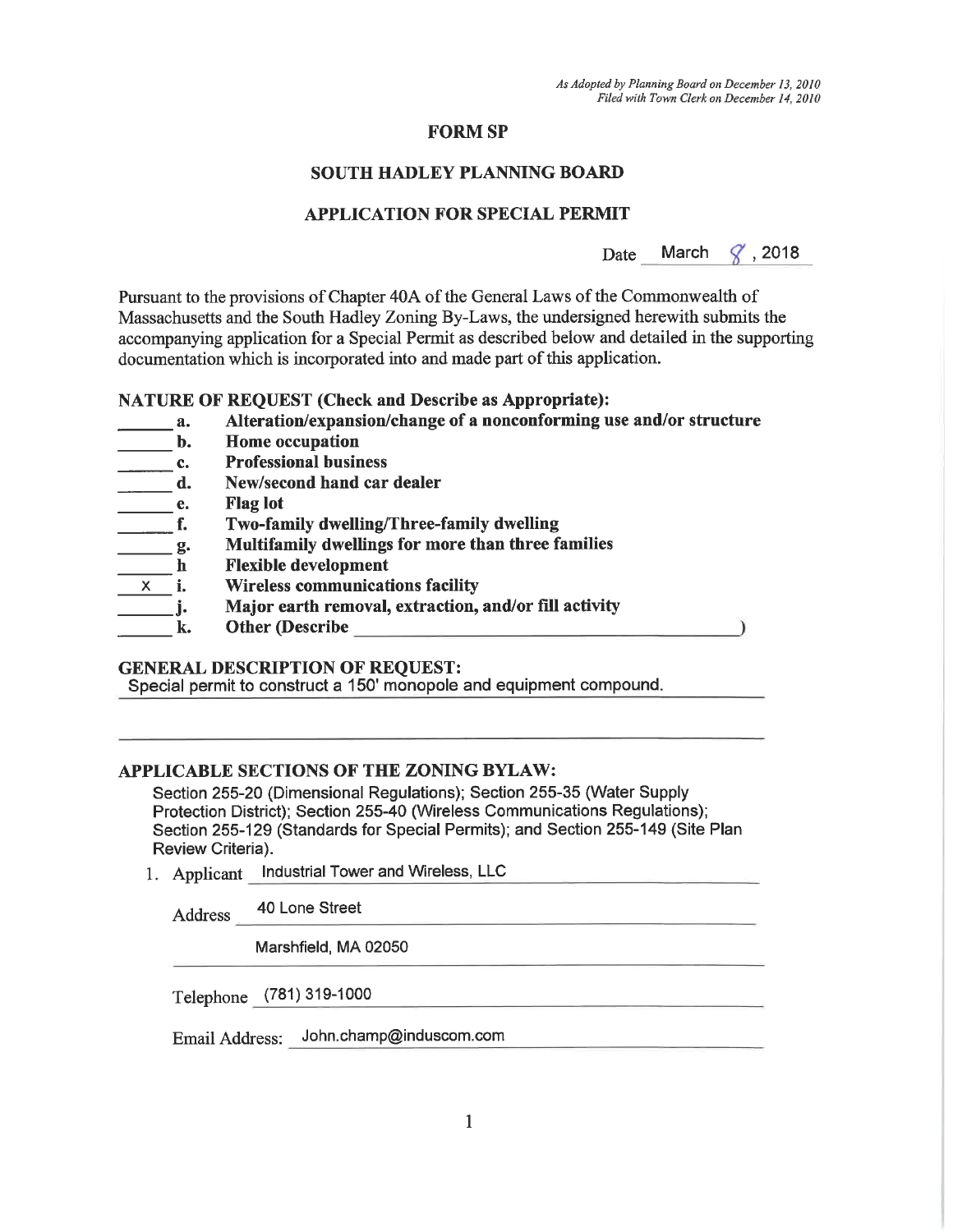*As Adopted by Planning Board on December 13, 2010*
*Filed with Town Clerk on December 14, 2010*

# FORM SP

## SOUTH HADLEY PLANNING BOARD

## APPLICATION FOR SPECIAL PERMIT

Date March 8, 2018

Pursuant to the provisions of Chapter 40A of the General Laws of the Commonwealth of Massachusetts and the South Hadley Zoning By-Laws, the undersigned herewith submits the accompanying application for a Special Permit as described below and detailed in the supporting documentation which is incorporated into and made part of this application.

**NATURE OF REQUEST (Check and Describe as Appropriate):**

- ______ **a. Alteration/expansion/change of a nonconforming use and/or structure**
- ______ **b. Home occupation**
- ______ **c. Professional business**
- ______ **d. New/second hand car dealer**
- ______ **e. Flag lot**
- ______ **f. Two-family dwelling/Three-family dwelling**
- ______ **g. Multifamily dwellings for more than three families**
- ______ **h Flexible development**
- __x__ **i. Wireless communications facility**
- ______ **j. Major earth removal, extraction, and/or fill activity**
- ______ **k. Other (Describe ____________________)**

**GENERAL DESCRIPTION OF REQUEST:**

Special permit to construct a 150' monopole and equipment compound.

**APPLICABLE SECTIONS OF THE ZONING BYLAW:**

Section 255-20 (Dimensional Regulations); Section 255-35 (Water Supply Protection District); Section 255-40 (Wireless Communications Regulations); Section 255-129 (Standards for Special Permits); and Section 255-149 (Site Plan Review Criteria).

1. Applicant Industrial Tower and Wireless, LLC

   Address 40 Lone Street

   Marshfield, MA 02050

   Telephone (781) 319-1000

   Email Address: John.champ@induscom.com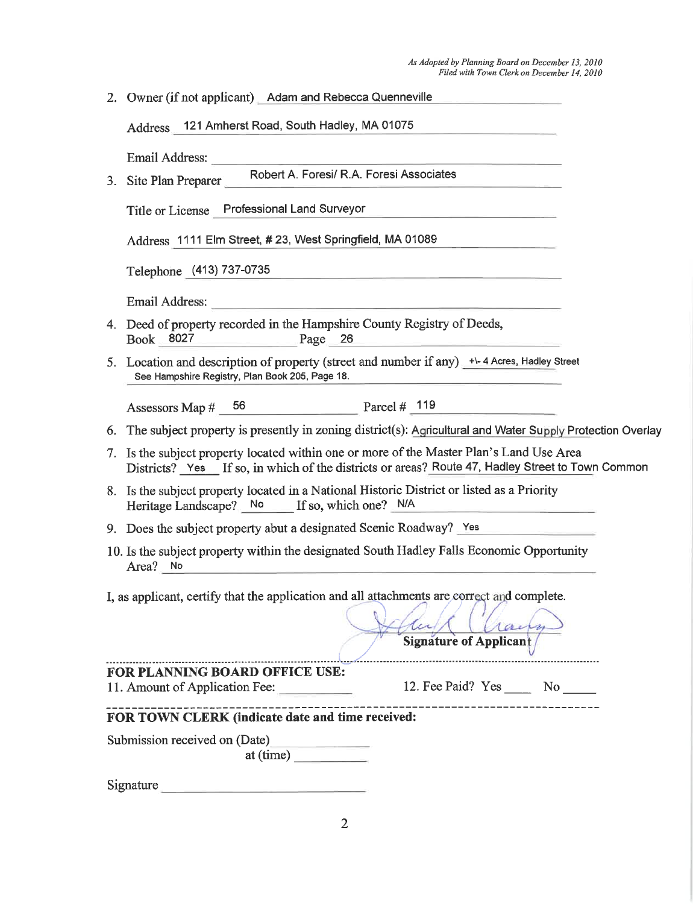*As Adopted by Planning Board on December 13, 2010*
*Filed with Town Clerk on December 14, 2010*

2. Owner (if not applicant) Adam and Rebecca Quenneville

   Address 121 Amherst Road, South Hadley, MA 01075

   Email Address: ____________________

3. Site Plan Preparer Robert A. Foresi/ R.A. Foresi Associates

   Title or License Professional Land Surveyor

   Address 1111 Elm Street, # 23, West Springfield, MA 01089

   Telephone (413) 737-0735

   Email Address: ____________________

4. Deed of property recorded in the Hampshire County Registry of Deeds,
   Book 8027 Page 26

5. Location and description of property (street and number if any) +\- 4 Acres, Hadley Street
   See Hampshire Registry, Plan Book 205, Page 18.

   Assessors Map # 56 Parcel # 119

6. The subject property is presently in zoning district(s): Agricultural and Water Supply Protection Overlay

7. Is the subject property located within one or more of the Master Plan's Land Use Area Districts? Yes If so, in which of the districts or areas? Route 47, Hadley Street to Town Common

8. Is the subject property located in a National Historic District or listed as a Priority Heritage Landscape? No If so, which one? N/A

9. Does the subject property abut a designated Scenic Roadway? Yes

10. Is the subject property within the designated South Hadley Falls Economic Opportunity Area? No

I, as applicant, certify that the application and all attachments are correct and complete.

**Signature of Applicant** ____________________

---

**FOR PLANNING BOARD OFFICE USE:**

11. Amount of Application Fee: __________ 12. Fee Paid? Yes ____ No ____

---

**FOR TOWN CLERK (indicate date and time received:**

Submission received on (Date) __________
at (time) __________

Signature ____________________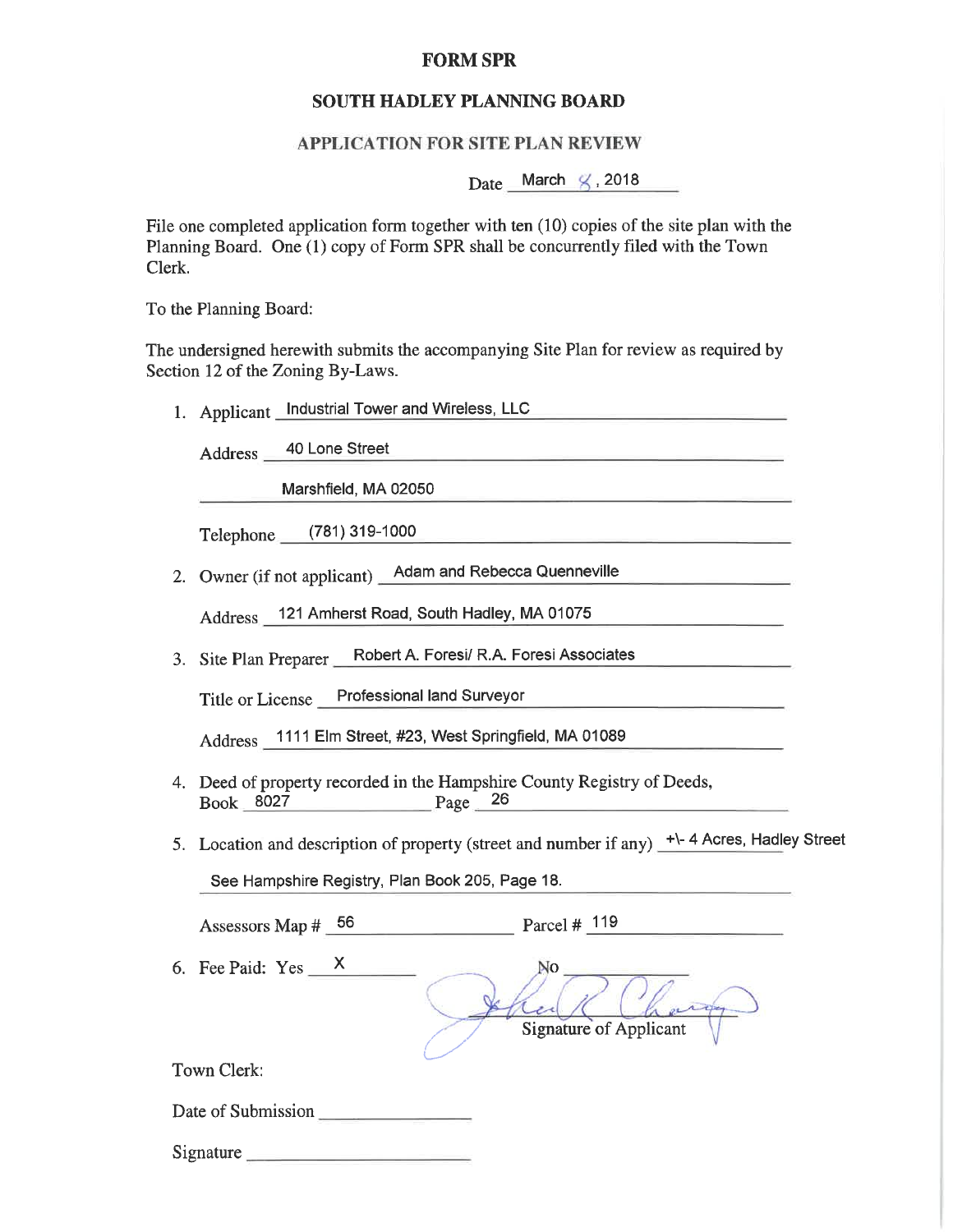# FORM SPR

## SOUTH HADLEY PLANNING BOARD

### APPLICATION FOR SITE PLAN REVIEW

Date March 8, 2018

File one completed application form together with ten (10) copies of the site plan with the Planning Board. One (1) copy of Form SPR shall be concurrently filed with the Town Clerk.

To the Planning Board:

The undersigned herewith submits the accompanying Site Plan for review as required by Section 12 of the Zoning By-Laws.

1. Applicant Industrial Tower and Wireless, LLC

   Address 40 Lone Street

   Marshfield, MA 02050

   Telephone (781) 319-1000

2. Owner (if not applicant) Adam and Rebecca Quenneville

   Address 121 Amherst Road, South Hadley, MA 01075

3. Site Plan Preparer Robert A. Foresi/ R.A. Foresi Associates

   Title or License Professional land Surveyor

   Address 1111 Elm Street, #23, West Springfield, MA 01089

4. Deed of property recorded in the Hampshire County Registry of Deeds, Book 8027 Page 26

5. Location and description of property (street and number if any) +\- 4 Acres, Hadley Street

   See Hampshire Registry, Plan Book 205, Page 18.

   Assessors Map # 56 Parcel # 119

6. Fee Paid: Yes X No ______

   Signature of Applicant

Town Clerk:

Date of Submission ______

Signature ______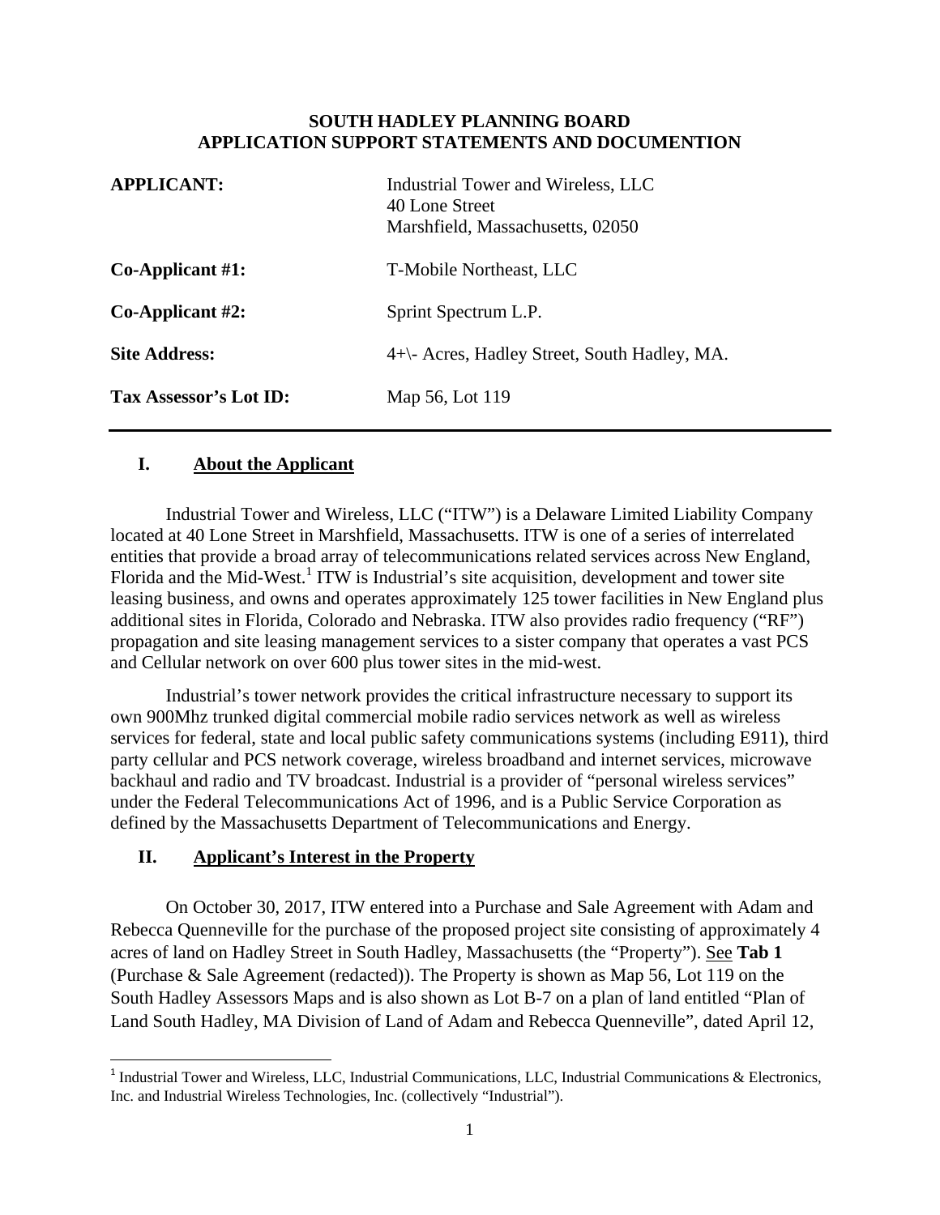**SOUTH HADLEY PLANNING BOARD**
**APPLICATION SUPPORT STATEMENTS AND DOCUMENTION**

| | |
|---|---|
| **APPLICANT:** | Industrial Tower and Wireless, LLC<br>40 Lone Street<br>Marshfield, Massachusetts, 02050 |
| **Co-Applicant #1:** | T-Mobile Northeast, LLC |
| **Co-Applicant #2:** | Sprint Spectrum L.P. |
| **Site Address:** | 4+\- Acres, Hadley Street, South Hadley, MA. |
| **Tax Assessor's Lot ID:** | Map 56, Lot 119 |

## I. About the Applicant

Industrial Tower and Wireless, LLC ("ITW") is a Delaware Limited Liability Company located at 40 Lone Street in Marshfield, Massachusetts. ITW is one of a series of interrelated entities that provide a broad array of telecommunications related services across New England, Florida and the Mid-West.[1] ITW is Industrial's site acquisition, development and tower site leasing business, and owns and operates approximately 125 tower facilities in New England plus additional sites in Florida, Colorado and Nebraska. ITW also provides radio frequency ("RF") propagation and site leasing management services to a sister company that operates a vast PCS and Cellular network on over 600 plus tower sites in the mid-west.

Industrial's tower network provides the critical infrastructure necessary to support its own 900Mhz trunked digital commercial mobile radio services network as well as wireless services for federal, state and local public safety communications systems (including E911), third party cellular and PCS network coverage, wireless broadband and internet services, microwave backhaul and radio and TV broadcast. Industrial is a provider of "personal wireless services" under the Federal Telecommunications Act of 1996, and is a Public Service Corporation as defined by the Massachusetts Department of Telecommunications and Energy.

## II. Applicant's Interest in the Property

On October 30, 2017, ITW entered into a Purchase and Sale Agreement with Adam and Rebecca Quenneville for the purchase of the proposed project site consisting of approximately 4 acres of land on Hadley Street in South Hadley, Massachusetts (the "Property"). See **Tab 1** (Purchase & Sale Agreement (redacted)). The Property is shown as Map 56, Lot 119 on the South Hadley Assessors Maps and is also shown as Lot B-7 on a plan of land entitled "Plan of Land South Hadley, MA Division of Land of Adam and Rebecca Quenneville", dated April 12,

[1] Industrial Tower and Wireless, LLC, Industrial Communications, LLC, Industrial Communications & Electronics, Inc. and Industrial Wireless Technologies, Inc. (collectively "Industrial").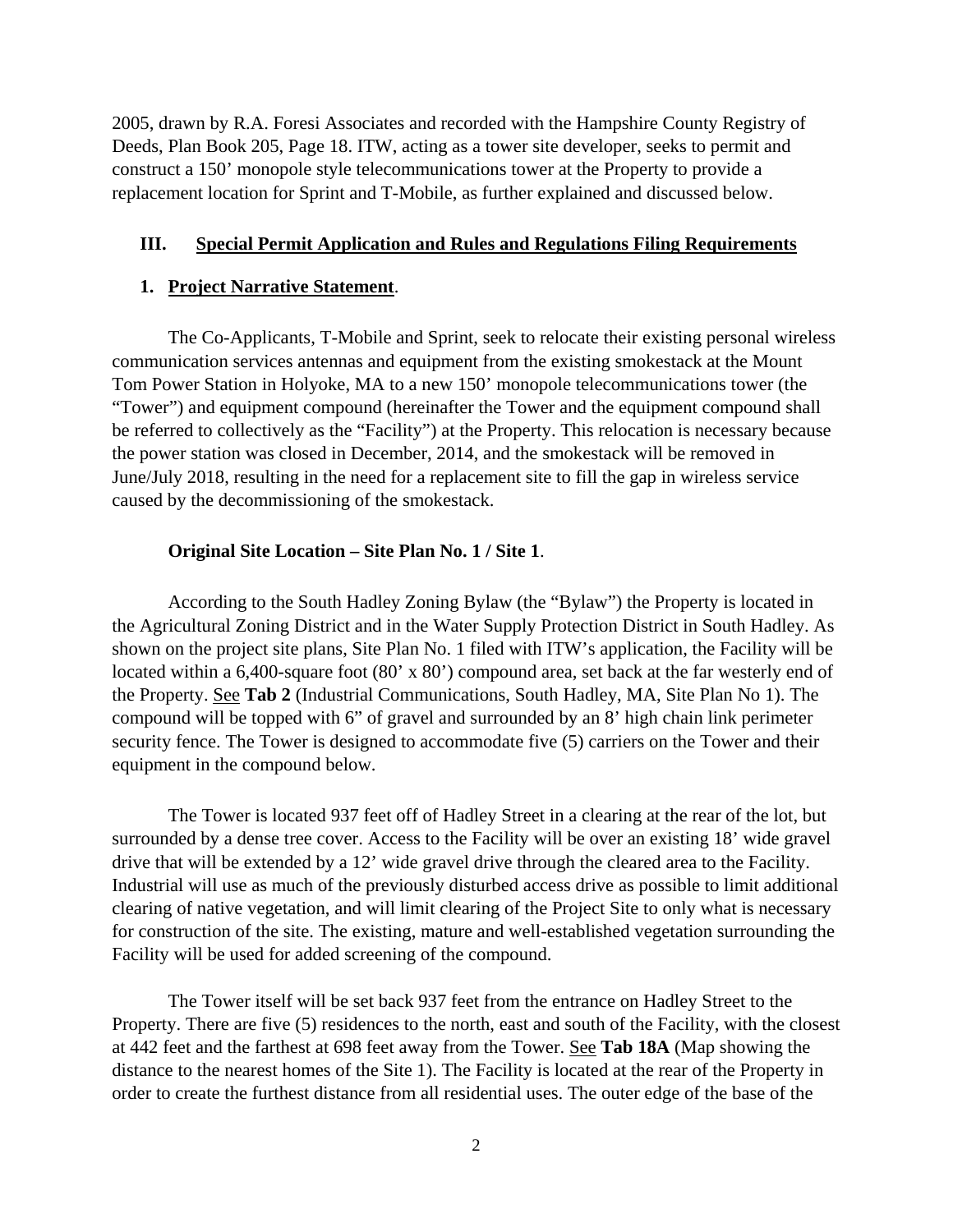2005, drawn by R.A. Foresi Associates and recorded with the Hampshire County Registry of Deeds, Plan Book 205, Page 18. ITW, acting as a tower site developer, seeks to permit and construct a 150' monopole style telecommunications tower at the Property to provide a replacement location for Sprint and T-Mobile, as further explained and discussed below.

## III. Special Permit Application and Rules and Regulations Filing Requirements

### 1. Project Narrative Statement.

The Co-Applicants, T-Mobile and Sprint, seek to relocate their existing personal wireless communication services antennas and equipment from the existing smokestack at the Mount Tom Power Station in Holyoke, MA to a new 150' monopole telecommunications tower (the "Tower") and equipment compound (hereinafter the Tower and the equipment compound shall be referred to collectively as the "Facility") at the Property. This relocation is necessary because the power station was closed in December, 2014, and the smokestack will be removed in June/July 2018, resulting in the need for a replacement site to fill the gap in wireless service caused by the decommissioning of the smokestack.

**Original Site Location – Site Plan No. 1 / Site 1**.

According to the South Hadley Zoning Bylaw (the "Bylaw") the Property is located in the Agricultural Zoning District and in the Water Supply Protection District in South Hadley. As shown on the project site plans, Site Plan No. 1 filed with ITW's application, the Facility will be located within a 6,400-square foot (80' x 80') compound area, set back at the far westerly end of the Property. See **Tab 2** (Industrial Communications, South Hadley, MA, Site Plan No 1). The compound will be topped with 6" of gravel and surrounded by an 8' high chain link perimeter security fence. The Tower is designed to accommodate five (5) carriers on the Tower and their equipment in the compound below.

The Tower is located 937 feet off of Hadley Street in a clearing at the rear of the lot, but surrounded by a dense tree cover. Access to the Facility will be over an existing 18' wide gravel drive that will be extended by a 12' wide gravel drive through the cleared area to the Facility. Industrial will use as much of the previously disturbed access drive as possible to limit additional clearing of native vegetation, and will limit clearing of the Project Site to only what is necessary for construction of the site. The existing, mature and well-established vegetation surrounding the Facility will be used for added screening of the compound.

The Tower itself will be set back 937 feet from the entrance on Hadley Street to the Property. There are five (5) residences to the north, east and south of the Facility, with the closest at 442 feet and the farthest at 698 feet away from the Tower. See **Tab 18A** (Map showing the distance to the nearest homes of the Site 1). The Facility is located at the rear of the Property in order to create the furthest distance from all residential uses. The outer edge of the base of the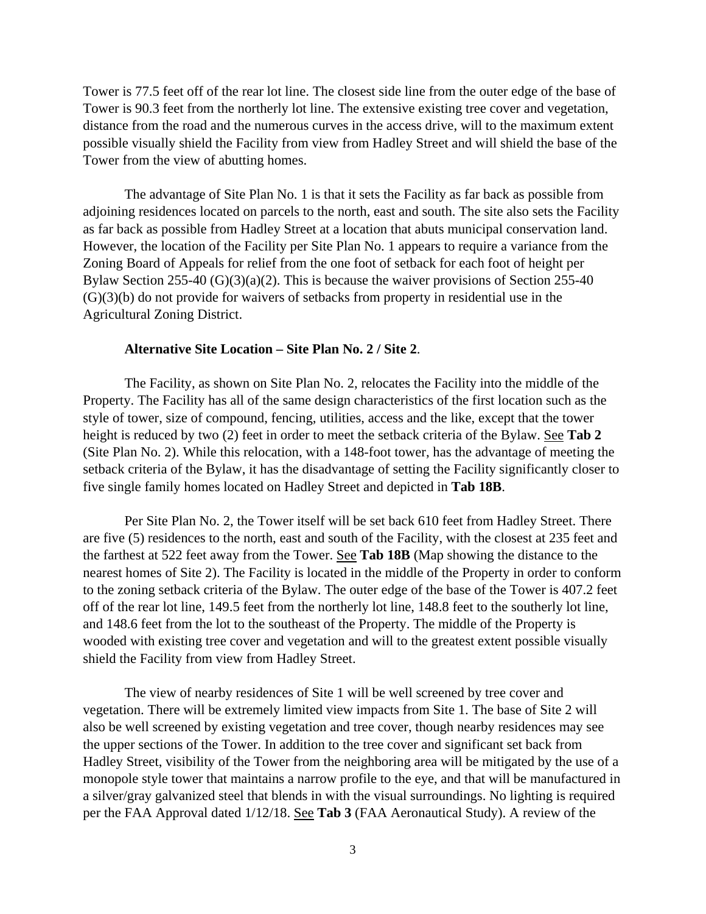Tower is 77.5 feet off of the rear lot line. The closest side line from the outer edge of the base of Tower is 90.3 feet from the northerly lot line. The extensive existing tree cover and vegetation, distance from the road and the numerous curves in the access drive, will to the maximum extent possible visually shield the Facility from view from Hadley Street and will shield the base of the Tower from the view of abutting homes.

The advantage of Site Plan No. 1 is that it sets the Facility as far back as possible from adjoining residences located on parcels to the north, east and south. The site also sets the Facility as far back as possible from Hadley Street at a location that abuts municipal conservation land. However, the location of the Facility per Site Plan No. 1 appears to require a variance from the Zoning Board of Appeals for relief from the one foot of setback for each foot of height per Bylaw Section 255-40 (G)(3)(a)(2). This is because the waiver provisions of Section 255-40 (G)(3)(b) do not provide for waivers of setbacks from property in residential use in the Agricultural Zoning District.

**Alternative Site Location – Site Plan No. 2 / Site 2**.

The Facility, as shown on Site Plan No. 2, relocates the Facility into the middle of the Property. The Facility has all of the same design characteristics of the first location such as the style of tower, size of compound, fencing, utilities, access and the like, except that the tower height is reduced by two (2) feet in order to meet the setback criteria of the Bylaw. See **Tab 2** (Site Plan No. 2). While this relocation, with a 148-foot tower, has the advantage of meeting the setback criteria of the Bylaw, it has the disadvantage of setting the Facility significantly closer to five single family homes located on Hadley Street and depicted in **Tab 18B**.

Per Site Plan No. 2, the Tower itself will be set back 610 feet from Hadley Street. There are five (5) residences to the north, east and south of the Facility, with the closest at 235 feet and the farthest at 522 feet away from the Tower. See **Tab 18B** (Map showing the distance to the nearest homes of Site 2). The Facility is located in the middle of the Property in order to conform to the zoning setback criteria of the Bylaw. The outer edge of the base of the Tower is 407.2 feet off of the rear lot line, 149.5 feet from the northerly lot line, 148.8 feet to the southerly lot line, and 148.6 feet from the lot to the southeast of the Property. The middle of the Property is wooded with existing tree cover and vegetation and will to the greatest extent possible visually shield the Facility from view from Hadley Street.

The view of nearby residences of Site 1 will be well screened by tree cover and vegetation. There will be extremely limited view impacts from Site 1. The base of Site 2 will also be well screened by existing vegetation and tree cover, though nearby residences may see the upper sections of the Tower. In addition to the tree cover and significant set back from Hadley Street, visibility of the Tower from the neighboring area will be mitigated by the use of a monopole style tower that maintains a narrow profile to the eye, and that will be manufactured in a silver/gray galvanized steel that blends in with the visual surroundings. No lighting is required per the FAA Approval dated 1/12/18. See **Tab 3** (FAA Aeronautical Study). A review of the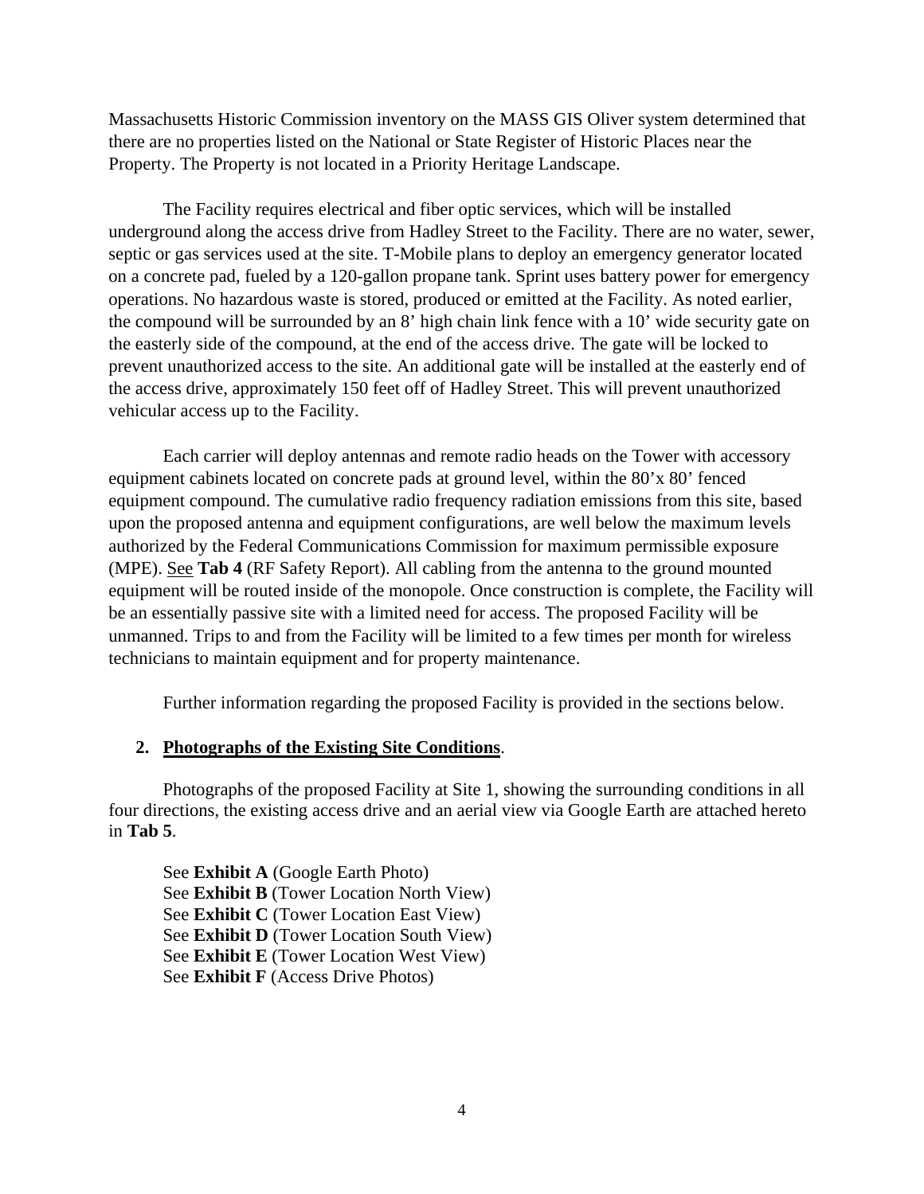Massachusetts Historic Commission inventory on the MASS GIS Oliver system determined that there are no properties listed on the National or State Register of Historic Places near the Property. The Property is not located in a Priority Heritage Landscape.

The Facility requires electrical and fiber optic services, which will be installed underground along the access drive from Hadley Street to the Facility. There are no water, sewer, septic or gas services used at the site. T-Mobile plans to deploy an emergency generator located on a concrete pad, fueled by a 120-gallon propane tank. Sprint uses battery power for emergency operations. No hazardous waste is stored, produced or emitted at the Facility. As noted earlier, the compound will be surrounded by an 8' high chain link fence with a 10' wide security gate on the easterly side of the compound, at the end of the access drive. The gate will be locked to prevent unauthorized access to the site. An additional gate will be installed at the easterly end of the access drive, approximately 150 feet off of Hadley Street. This will prevent unauthorized vehicular access up to the Facility.

Each carrier will deploy antennas and remote radio heads on the Tower with accessory equipment cabinets located on concrete pads at ground level, within the 80'x 80' fenced equipment compound. The cumulative radio frequency radiation emissions from this site, based upon the proposed antenna and equipment configurations, are well below the maximum levels authorized by the Federal Communications Commission for maximum permissible exposure (MPE). See **Tab 4** (RF Safety Report). All cabling from the antenna to the ground mounted equipment will be routed inside of the monopole. Once construction is complete, the Facility will be an essentially passive site with a limited need for access. The proposed Facility will be unmanned. Trips to and from the Facility will be limited to a few times per month for wireless technicians to maintain equipment and for property maintenance.

Further information regarding the proposed Facility is provided in the sections below.

## 2. Photographs of the Existing Site Conditions.

Photographs of the proposed Facility at Site 1, showing the surrounding conditions in all four directions, the existing access drive and an aerial view via Google Earth are attached hereto in **Tab 5**.

See **Exhibit A** (Google Earth Photo)
See **Exhibit B** (Tower Location North View)
See **Exhibit C** (Tower Location East View)
See **Exhibit D** (Tower Location South View)
See **Exhibit E** (Tower Location West View)
See **Exhibit F** (Access Drive Photos)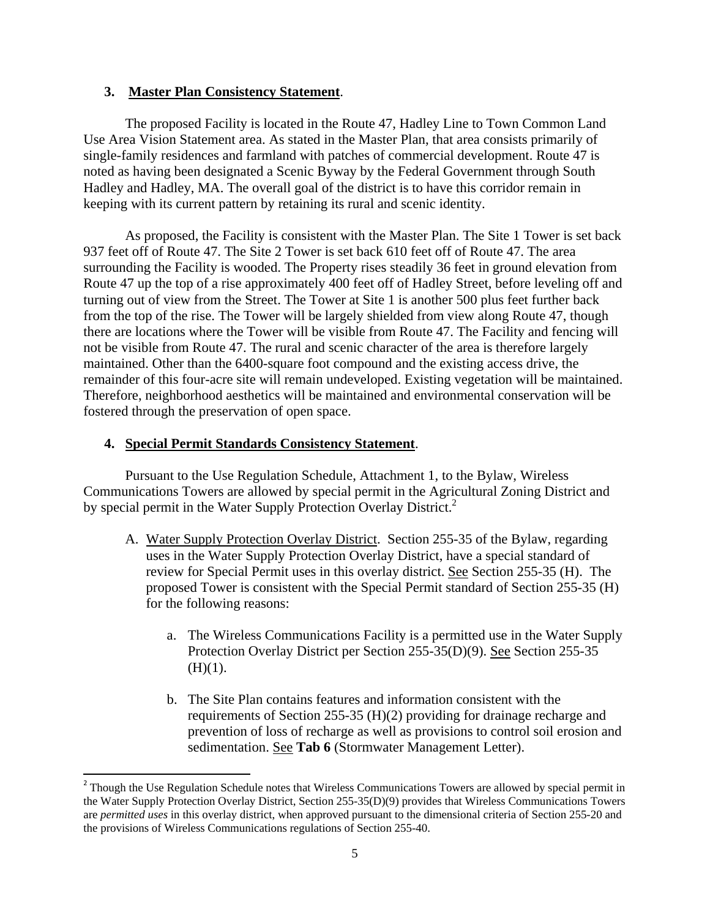### 3. Master Plan Consistency Statement.

The proposed Facility is located in the Route 47, Hadley Line to Town Common Land Use Area Vision Statement area. As stated in the Master Plan, that area consists primarily of single-family residences and farmland with patches of commercial development. Route 47 is noted as having been designated a Scenic Byway by the Federal Government through South Hadley and Hadley, MA. The overall goal of the district is to have this corridor remain in keeping with its current pattern by retaining its rural and scenic identity.

As proposed, the Facility is consistent with the Master Plan. The Site 1 Tower is set back 937 feet off of Route 47. The Site 2 Tower is set back 610 feet off of Route 47. The area surrounding the Facility is wooded. The Property rises steadily 36 feet in ground elevation from Route 47 up the top of a rise approximately 400 feet off of Hadley Street, before leveling off and turning out of view from the Street. The Tower at Site 1 is another 500 plus feet further back from the top of the rise. The Tower will be largely shielded from view along Route 47, though there are locations where the Tower will be visible from Route 47. The Facility and fencing will not be visible from Route 47. The rural and scenic character of the area is therefore largely maintained. Other than the 6400-square foot compound and the existing access drive, the remainder of this four-acre site will remain undeveloped. Existing vegetation will be maintained. Therefore, neighborhood aesthetics will be maintained and environmental conservation will be fostered through the preservation of open space.

### 4. Special Permit Standards Consistency Statement.

Pursuant to the Use Regulation Schedule, Attachment 1, to the Bylaw, Wireless Communications Towers are allowed by special permit in the Agricultural Zoning District and by special permit in the Water Supply Protection Overlay District.[2]

A. Water Supply Protection Overlay District. Section 255-35 of the Bylaw, regarding uses in the Water Supply Protection Overlay District, have a special standard of review for Special Permit uses in this overlay district. See Section 255-35 (H). The proposed Tower is consistent with the Special Permit standard of Section 255-35 (H) for the following reasons:

   a. The Wireless Communications Facility is a permitted use in the Water Supply Protection Overlay District per Section 255-35(D)(9). See Section 255-35 (H)(1).

   b. The Site Plan contains features and information consistent with the requirements of Section 255-35 (H)(2) providing for drainage recharge and prevention of loss of recharge as well as provisions to control soil erosion and sedimentation. See **Tab 6** (Stormwater Management Letter).

---

[2] Though the Use Regulation Schedule notes that Wireless Communications Towers are allowed by special permit in the Water Supply Protection Overlay District, Section 255-35(D)(9) provides that Wireless Communications Towers are *permitted uses* in this overlay district, when approved pursuant to the dimensional criteria of Section 255-20 and the provisions of Wireless Communications regulations of Section 255-40.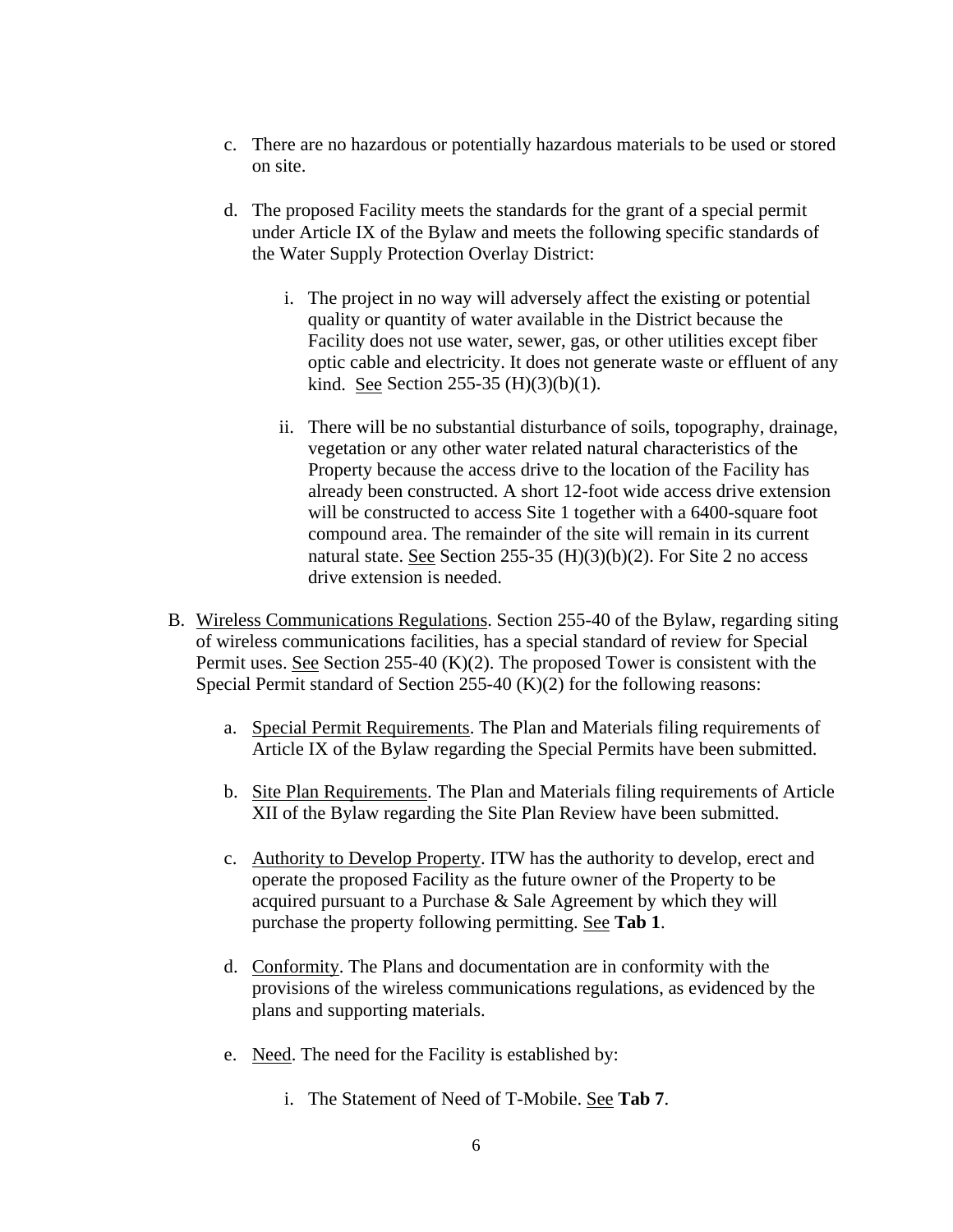c. There are no hazardous or potentially hazardous materials to be used or stored on site.

d. The proposed Facility meets the standards for the grant of a special permit under Article IX of the Bylaw and meets the following specific standards of the Water Supply Protection Overlay District:

   i. The project in no way will adversely affect the existing or potential quality or quantity of water available in the District because the Facility does not use water, sewer, gas, or other utilities except fiber optic cable and electricity. It does not generate waste or effluent of any kind. See Section 255-35 (H)(3)(b)(1).

   ii. There will be no substantial disturbance of soils, topography, drainage, vegetation or any other water related natural characteristics of the Property because the access drive to the location of the Facility has already been constructed. A short 12-foot wide access drive extension will be constructed to access Site 1 together with a 6400-square foot compound area. The remainder of the site will remain in its current natural state. See Section 255-35 (H)(3)(b)(2). For Site 2 no access drive extension is needed.

B. Wireless Communications Regulations. Section 255-40 of the Bylaw, regarding siting of wireless communications facilities, has a special standard of review for Special Permit uses. See Section 255-40 (K)(2). The proposed Tower is consistent with the Special Permit standard of Section 255-40 (K)(2) for the following reasons:

   a. Special Permit Requirements. The Plan and Materials filing requirements of Article IX of the Bylaw regarding the Special Permits have been submitted.

   b. Site Plan Requirements. The Plan and Materials filing requirements of Article XII of the Bylaw regarding the Site Plan Review have been submitted.

   c. Authority to Develop Property. ITW has the authority to develop, erect and operate the proposed Facility as the future owner of the Property to be acquired pursuant to a Purchase & Sale Agreement by which they will purchase the property following permitting. See **Tab 1**.

   d. Conformity. The Plans and documentation are in conformity with the provisions of the wireless communications regulations, as evidenced by the plans and supporting materials.

   e. Need. The need for the Facility is established by:

      i. The Statement of Need of T-Mobile. See **Tab 7**.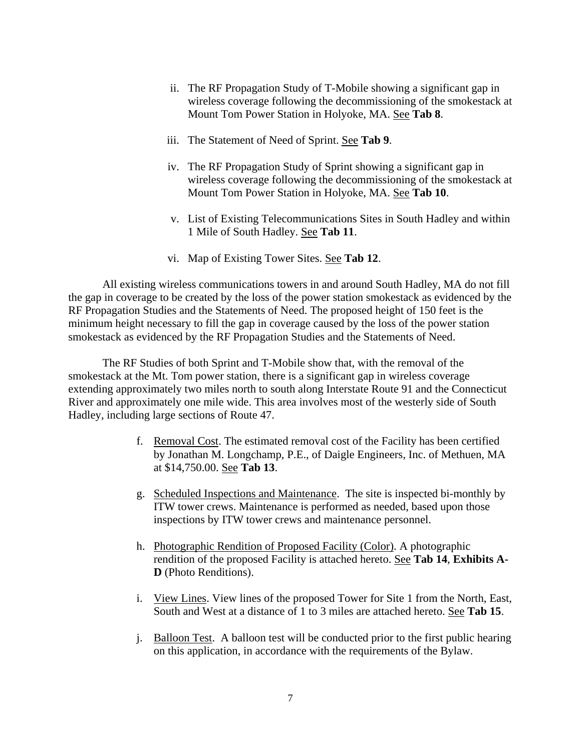ii. The RF Propagation Study of T-Mobile showing a significant gap in wireless coverage following the decommissioning of the smokestack at Mount Tom Power Station in Holyoke, MA. See **Tab 8**.

iii. The Statement of Need of Sprint. See **Tab 9**.

iv. The RF Propagation Study of Sprint showing a significant gap in wireless coverage following the decommissioning of the smokestack at Mount Tom Power Station in Holyoke, MA. See **Tab 10**.

v. List of Existing Telecommunications Sites in South Hadley and within 1 Mile of South Hadley. See **Tab 11**.

vi. Map of Existing Tower Sites. See **Tab 12**.

All existing wireless communications towers in and around South Hadley, MA do not fill the gap in coverage to be created by the loss of the power station smokestack as evidenced by the RF Propagation Studies and the Statements of Need. The proposed height of 150 feet is the minimum height necessary to fill the gap in coverage caused by the loss of the power station smokestack as evidenced by the RF Propagation Studies and the Statements of Need.

The RF Studies of both Sprint and T-Mobile show that, with the removal of the smokestack at the Mt. Tom power station, there is a significant gap in wireless coverage extending approximately two miles north to south along Interstate Route 91 and the Connecticut River and approximately one mile wide. This area involves most of the westerly side of South Hadley, including large sections of Route 47.

f. Removal Cost. The estimated removal cost of the Facility has been certified by Jonathan M. Longchamp, P.E., of Daigle Engineers, Inc. of Methuen, MA at $14,750.00. See **Tab 13**.

g. Scheduled Inspections and Maintenance. The site is inspected bi-monthly by ITW tower crews. Maintenance is performed as needed, based upon those inspections by ITW tower crews and maintenance personnel.

h. Photographic Rendition of Proposed Facility (Color). A photographic rendition of the proposed Facility is attached hereto. See **Tab 14**, **Exhibits A-D** (Photo Renditions).

i. View Lines. View lines of the proposed Tower for Site 1 from the North, East, South and West at a distance of 1 to 3 miles are attached hereto. See **Tab 15**.

j. Balloon Test. A balloon test will be conducted prior to the first public hearing on this application, in accordance with the requirements of the Bylaw.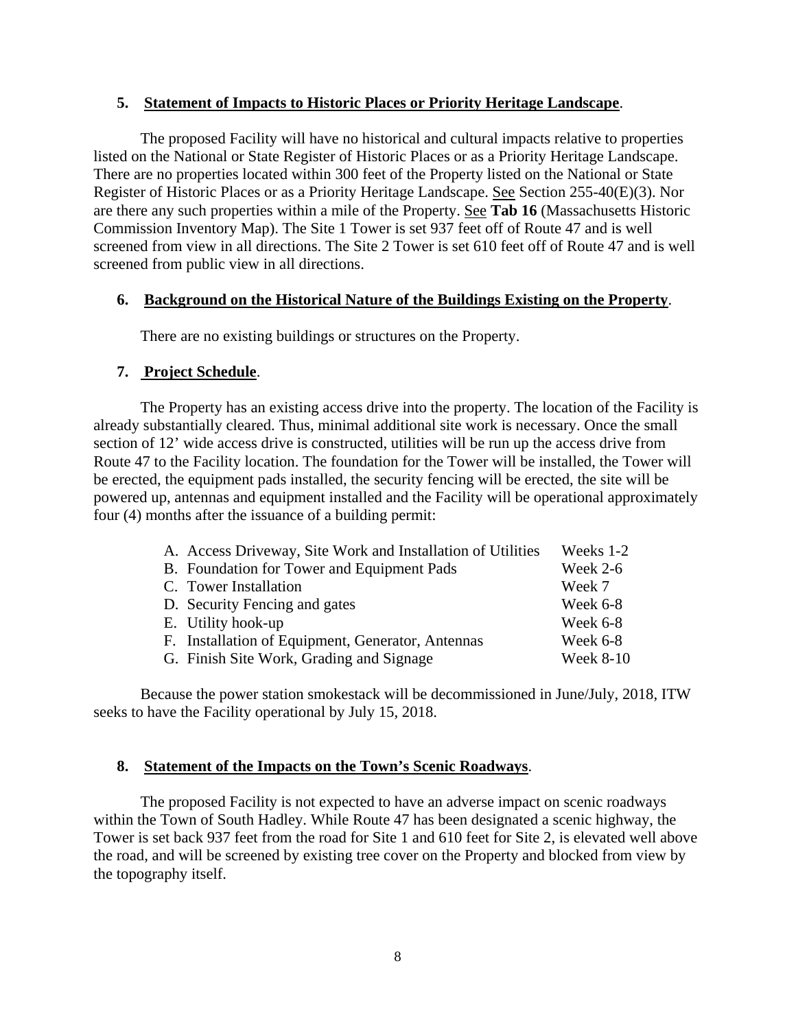**5. Statement of Impacts to Historic Places or Priority Heritage Landscape**.

The proposed Facility will have no historical and cultural impacts relative to properties listed on the National or State Register of Historic Places or as a Priority Heritage Landscape. There are no properties located within 300 feet of the Property listed on the National or State Register of Historic Places or as a Priority Heritage Landscape. See Section 255-40(E)(3). Nor are there any such properties within a mile of the Property. See **Tab 16** (Massachusetts Historic Commission Inventory Map). The Site 1 Tower is set 937 feet off of Route 47 and is well screened from view in all directions. The Site 2 Tower is set 610 feet off of Route 47 and is well screened from public view in all directions.

**6. Background on the Historical Nature of the Buildings Existing on the Property**.

There are no existing buildings or structures on the Property.

**7. Project Schedule**.

The Property has an existing access drive into the property. The location of the Facility is already substantially cleared. Thus, minimal additional site work is necessary. Once the small section of 12' wide access drive is constructed, utilities will be run up the access drive from Route 47 to the Facility location. The foundation for the Tower will be installed, the Tower will be erected, the equipment pads installed, the security fencing will be erected, the site will be powered up, antennas and equipment installed and the Facility will be operational approximately four (4) months after the issuance of a building permit:

| | |
|---|---|
| A. Access Driveway, Site Work and Installation of Utilities | Weeks 1-2 |
| B. Foundation for Tower and Equipment Pads | Week 2-6 |
| C. Tower Installation | Week 7 |
| D. Security Fencing and gates | Week 6-8 |
| E. Utility hook-up | Week 6-8 |
| F. Installation of Equipment, Generator, Antennas | Week 6-8 |
| G. Finish Site Work, Grading and Signage | Week 8-10 |

Because the power station smokestack will be decommissioned in June/July, 2018, ITW seeks to have the Facility operational by July 15, 2018.

**8. Statement of the Impacts on the Town's Scenic Roadways**.

The proposed Facility is not expected to have an adverse impact on scenic roadways within the Town of South Hadley. While Route 47 has been designated a scenic highway, the Tower is set back 937 feet from the road for Site 1 and 610 feet for Site 2, is elevated well above the road, and will be screened by existing tree cover on the Property and blocked from view by the topography itself.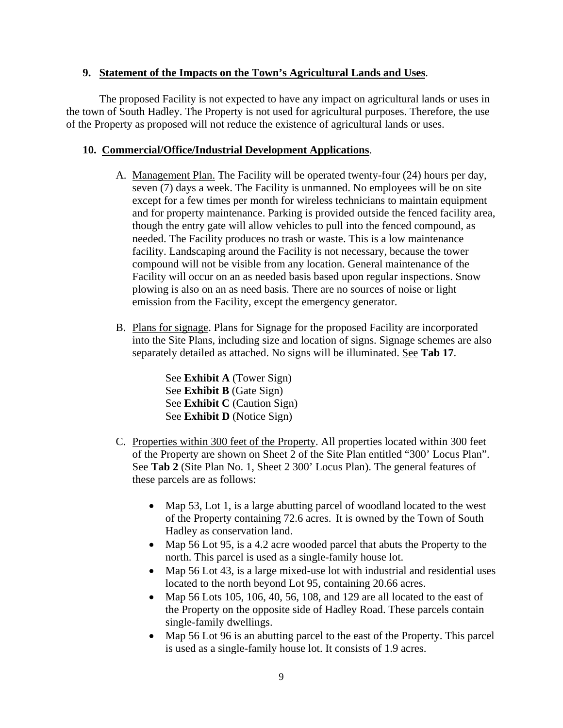## 9. Statement of the Impacts on the Town's Agricultural Lands and Uses.

The proposed Facility is not expected to have any impact on agricultural lands or uses in the town of South Hadley. The Property is not used for agricultural purposes. Therefore, the use of the Property as proposed will not reduce the existence of agricultural lands or uses.

## 10. Commercial/Office/Industrial Development Applications.

A. Management Plan. The Facility will be operated twenty-four (24) hours per day, seven (7) days a week. The Facility is unmanned. No employees will be on site except for a few times per month for wireless technicians to maintain equipment and for property maintenance. Parking is provided outside the fenced facility area, though the entry gate will allow vehicles to pull into the fenced compound, as needed. The Facility produces no trash or waste. This is a low maintenance facility. Landscaping around the Facility is not necessary, because the tower compound will not be visible from any location. General maintenance of the Facility will occur on an as needed basis based upon regular inspections. Snow plowing is also on an as need basis. There are no sources of noise or light emission from the Facility, except the emergency generator.

B. Plans for signage. Plans for Signage for the proposed Facility are incorporated into the Site Plans, including size and location of signs. Signage schemes are also separately detailed as attached. No signs will be illuminated. See **Tab 17**.

   See **Exhibit A** (Tower Sign)
   See **Exhibit B** (Gate Sign)
   See **Exhibit C** (Caution Sign)
   See **Exhibit D** (Notice Sign)

C. Properties within 300 feet of the Property. All properties located within 300 feet of the Property are shown on Sheet 2 of the Site Plan entitled "300' Locus Plan". See **Tab 2** (Site Plan No. 1, Sheet 2 300' Locus Plan). The general features of these parcels are as follows:

   - Map 53, Lot 1, is a large abutting parcel of woodland located to the west of the Property containing 72.6 acres. It is owned by the Town of South Hadley as conservation land.
   - Map 56 Lot 95, is a 4.2 acre wooded parcel that abuts the Property to the north. This parcel is used as a single-family house lot.
   - Map 56 Lot 43, is a large mixed-use lot with industrial and residential uses located to the north beyond Lot 95, containing 20.66 acres.
   - Map 56 Lots 105, 106, 40, 56, 108, and 129 are all located to the east of the Property on the opposite side of Hadley Road. These parcels contain single-family dwellings.
   - Map 56 Lot 96 is an abutting parcel to the east of the Property. This parcel is used as a single-family house lot. It consists of 1.9 acres.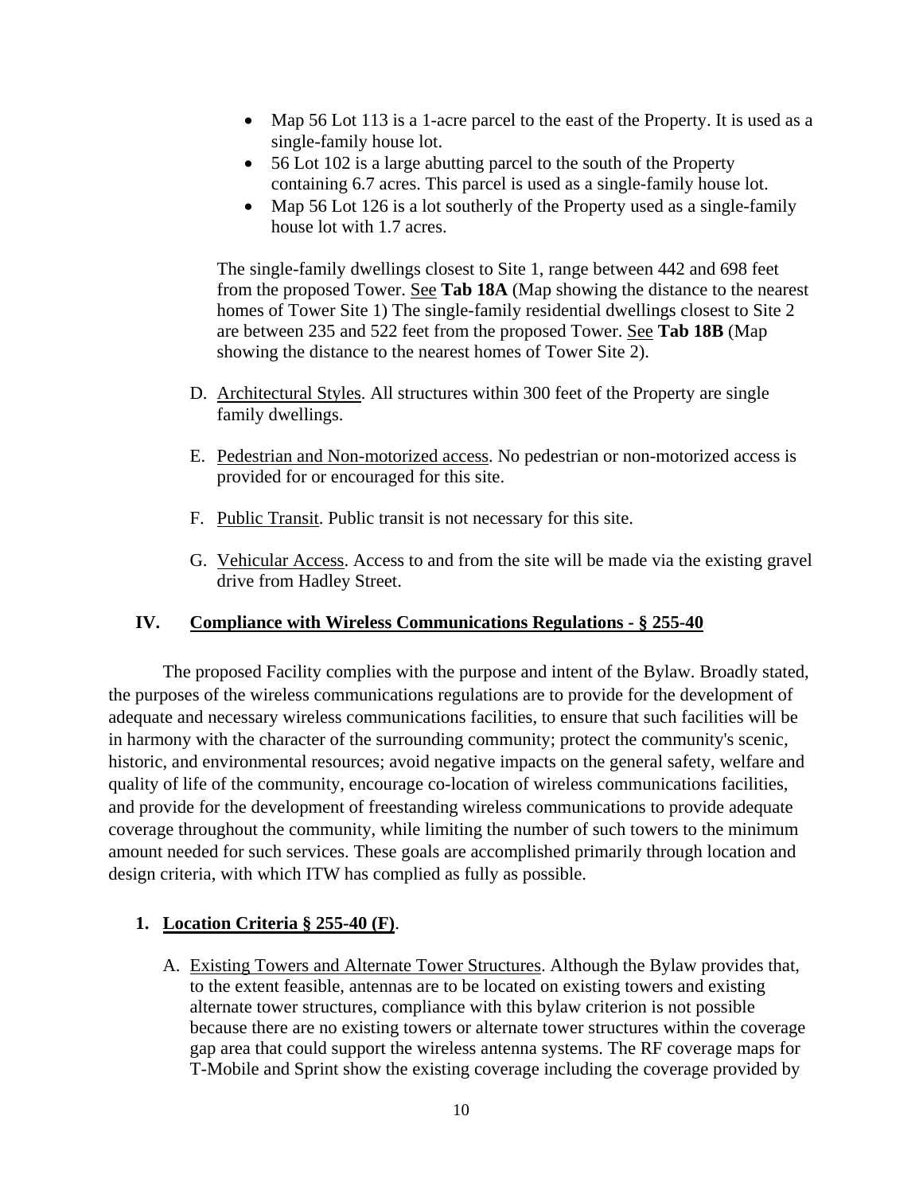- Map 56 Lot 113 is a 1-acre parcel to the east of the Property. It is used as a single-family house lot.
- 56 Lot 102 is a large abutting parcel to the south of the Property containing 6.7 acres. This parcel is used as a single-family house lot.
- Map 56 Lot 126 is a lot southerly of the Property used as a single-family house lot with 1.7 acres.

The single-family dwellings closest to Site 1, range between 442 and 698 feet from the proposed Tower. See **Tab 18A** (Map showing the distance to the nearest homes of Tower Site 1) The single-family residential dwellings closest to Site 2 are between 235 and 522 feet from the proposed Tower. See **Tab 18B** (Map showing the distance to the nearest homes of Tower Site 2).

D. Architectural Styles. All structures within 300 feet of the Property are single family dwellings.

E. Pedestrian and Non-motorized access. No pedestrian or non-motorized access is provided for or encouraged for this site.

F. Public Transit. Public transit is not necessary for this site.

G. Vehicular Access. Access to and from the site will be made via the existing gravel drive from Hadley Street.

## IV. Compliance with Wireless Communications Regulations - § 255-40

The proposed Facility complies with the purpose and intent of the Bylaw. Broadly stated, the purposes of the wireless communications regulations are to provide for the development of adequate and necessary wireless communications facilities, to ensure that such facilities will be in harmony with the character of the surrounding community; protect the community's scenic, historic, and environmental resources; avoid negative impacts on the general safety, welfare and quality of life of the community, encourage co-location of wireless communications facilities, and provide for the development of freestanding wireless communications to provide adequate coverage throughout the community, while limiting the number of such towers to the minimum amount needed for such services. These goals are accomplished primarily through location and design criteria, with which ITW has complied as fully as possible.

### 1. Location Criteria § 255-40 (F).

A. Existing Towers and Alternate Tower Structures. Although the Bylaw provides that, to the extent feasible, antennas are to be located on existing towers and existing alternate tower structures, compliance with this bylaw criterion is not possible because there are no existing towers or alternate tower structures within the coverage gap area that could support the wireless antenna systems. The RF coverage maps for T-Mobile and Sprint show the existing coverage including the coverage provided by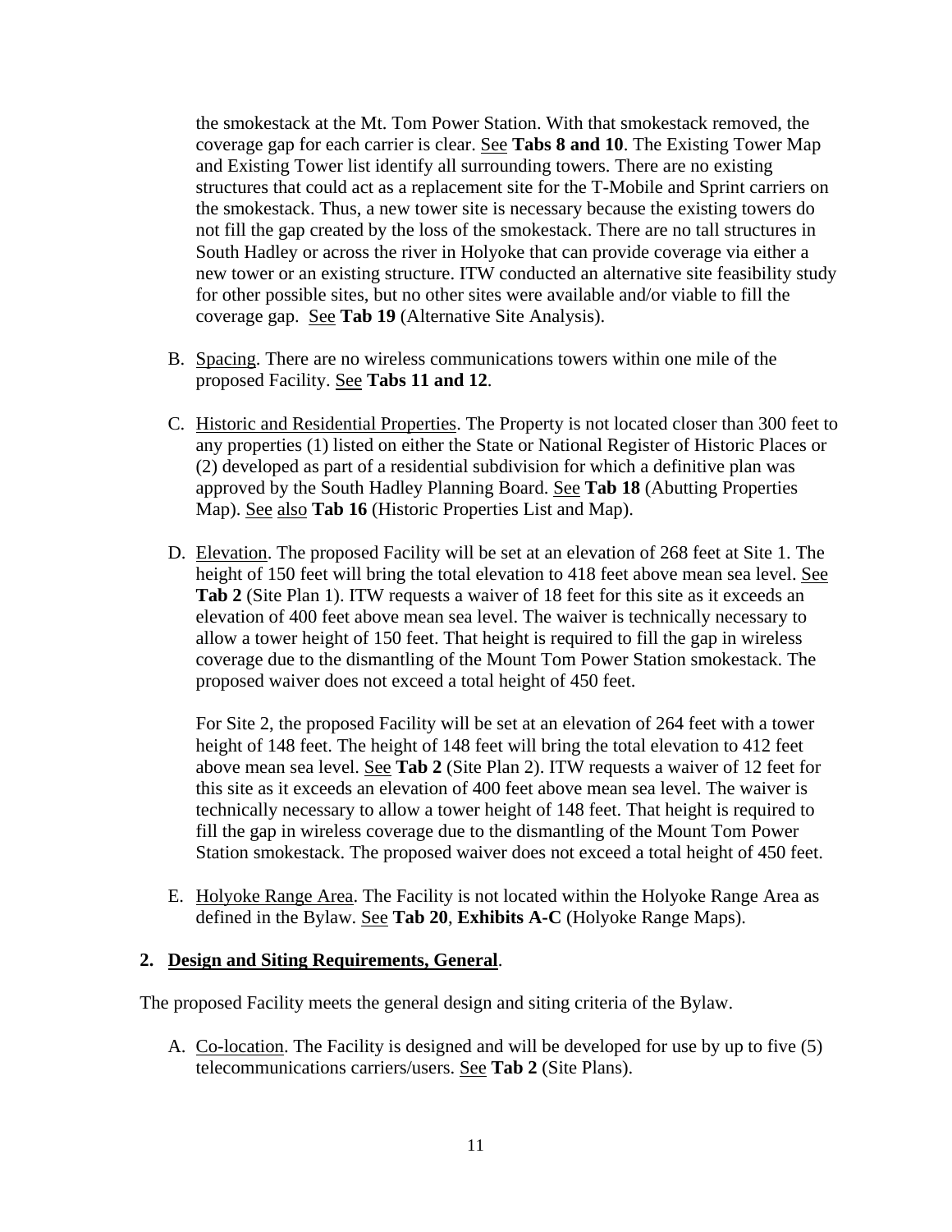the smokestack at the Mt. Tom Power Station. With that smokestack removed, the coverage gap for each carrier is clear. <u>See</u> **Tabs 8 and 10**. The Existing Tower Map and Existing Tower list identify all surrounding towers. There are no existing structures that could act as a replacement site for the T-Mobile and Sprint carriers on the smokestack. Thus, a new tower site is necessary because the existing towers do not fill the gap created by the loss of the smokestack. There are no tall structures in South Hadley or across the river in Holyoke that can provide coverage via either a new tower or an existing structure. ITW conducted an alternative site feasibility study for other possible sites, but no other sites were available and/or viable to fill the coverage gap. <u>See</u> **Tab 19** (Alternative Site Analysis).

B. <u>Spacing</u>. There are no wireless communications towers within one mile of the proposed Facility. <u>See</u> **Tabs 11 and 12**.

C. <u>Historic and Residential Properties</u>. The Property is not located closer than 300 feet to any properties (1) listed on either the State or National Register of Historic Places or (2) developed as part of a residential subdivision for which a definitive plan was approved by the South Hadley Planning Board. <u>See</u> **Tab 18** (Abutting Properties Map). <u>See</u> <u>also</u> **Tab 16** (Historic Properties List and Map).

D. <u>Elevation</u>. The proposed Facility will be set at an elevation of 268 feet at Site 1. The height of 150 feet will bring the total elevation to 418 feet above mean sea level. <u>See</u> **Tab 2** (Site Plan 1). ITW requests a waiver of 18 feet for this site as it exceeds an elevation of 400 feet above mean sea level. The waiver is technically necessary to allow a tower height of 150 feet. That height is required to fill the gap in wireless coverage due to the dismantling of the Mount Tom Power Station smokestack. The proposed waiver does not exceed a total height of 450 feet.

   For Site 2, the proposed Facility will be set at an elevation of 264 feet with a tower height of 148 feet. The height of 148 feet will bring the total elevation to 412 feet above mean sea level. <u>See</u> **Tab 2** (Site Plan 2). ITW requests a waiver of 12 feet for this site as it exceeds an elevation of 400 feet above mean sea level. The waiver is technically necessary to allow a tower height of 148 feet. That height is required to fill the gap in wireless coverage due to the dismantling of the Mount Tom Power Station smokestack. The proposed waiver does not exceed a total height of 450 feet.

E. <u>Holyoke Range Area</u>. The Facility is not located within the Holyoke Range Area as defined in the Bylaw. <u>See</u> **Tab 20**, **Exhibits A-C** (Holyoke Range Maps).

### 2. <u>Design and Siting Requirements, General</u>.

The proposed Facility meets the general design and siting criteria of the Bylaw.

A. <u>Co-location</u>. The Facility is designed and will be developed for use by up to five (5) telecommunications carriers/users. <u>See</u> **Tab 2** (Site Plans).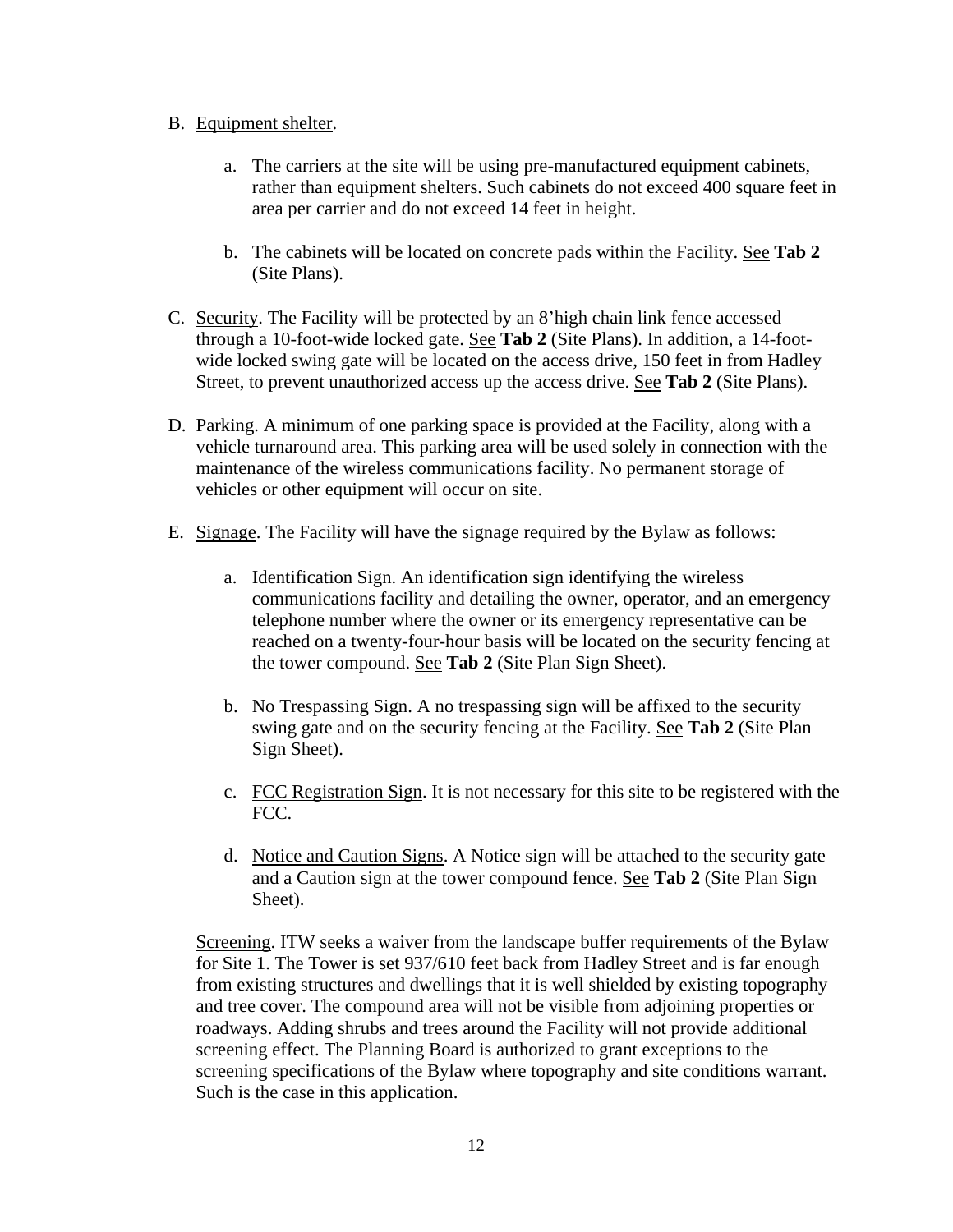B. Equipment shelter.

   a. The carriers at the site will be using pre-manufactured equipment cabinets, rather than equipment shelters. Such cabinets do not exceed 400 square feet in area per carrier and do not exceed 14 feet in height.

   b. The cabinets will be located on concrete pads within the Facility. See **Tab 2** (Site Plans).

C. Security. The Facility will be protected by an 8'high chain link fence accessed through a 10-foot-wide locked gate. See **Tab 2** (Site Plans). In addition, a 14-foot-wide locked swing gate will be located on the access drive, 150 feet in from Hadley Street, to prevent unauthorized access up the access drive. See **Tab 2** (Site Plans).

D. Parking. A minimum of one parking space is provided at the Facility, along with a vehicle turnaround area. This parking area will be used solely in connection with the maintenance of the wireless communications facility. No permanent storage of vehicles or other equipment will occur on site.

E. Signage. The Facility will have the signage required by the Bylaw as follows:

   a. Identification Sign. An identification sign identifying the wireless communications facility and detailing the owner, operator, and an emergency telephone number where the owner or its emergency representative can be reached on a twenty-four-hour basis will be located on the security fencing at the tower compound. See **Tab 2** (Site Plan Sign Sheet).

   b. No Trespassing Sign. A no trespassing sign will be affixed to the security swing gate and on the security fencing at the Facility. See **Tab 2** (Site Plan Sign Sheet).

   c. FCC Registration Sign. It is not necessary for this site to be registered with the FCC.

   d. Notice and Caution Signs. A Notice sign will be attached to the security gate and a Caution sign at the tower compound fence. See **Tab 2** (Site Plan Sign Sheet).

Screening. ITW seeks a waiver from the landscape buffer requirements of the Bylaw for Site 1. The Tower is set 937/610 feet back from Hadley Street and is far enough from existing structures and dwellings that it is well shielded by existing topography and tree cover. The compound area will not be visible from adjoining properties or roadways. Adding shrubs and trees around the Facility will not provide additional screening effect. The Planning Board is authorized to grant exceptions to the screening specifications of the Bylaw where topography and site conditions warrant. Such is the case in this application.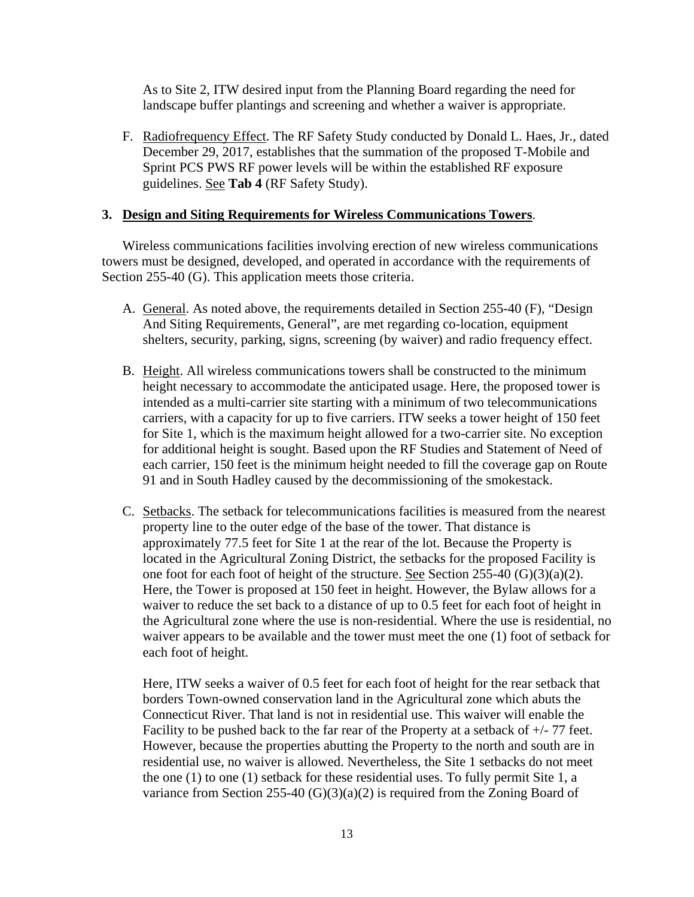As to Site 2, ITW desired input from the Planning Board regarding the need for landscape buffer plantings and screening and whether a waiver is appropriate.

F. Radiofrequency Effect. The RF Safety Study conducted by Donald L. Haes, Jr., dated December 29, 2017, establishes that the summation of the proposed T-Mobile and Sprint PCS PWS RF power levels will be within the established RF exposure guidelines. See **Tab 4** (RF Safety Study).

**3. Design and Siting Requirements for Wireless Communications Towers**.

Wireless communications facilities involving erection of new wireless communications towers must be designed, developed, and operated in accordance with the requirements of Section 255-40 (G). This application meets those criteria.

A. General. As noted above, the requirements detailed in Section 255-40 (F), "Design And Siting Requirements, General", are met regarding co-location, equipment shelters, security, parking, signs, screening (by waiver) and radio frequency effect.

B. Height. All wireless communications towers shall be constructed to the minimum height necessary to accommodate the anticipated usage. Here, the proposed tower is intended as a multi-carrier site starting with a minimum of two telecommunications carriers, with a capacity for up to five carriers. ITW seeks a tower height of 150 feet for Site 1, which is the maximum height allowed for a two-carrier site. No exception for additional height is sought. Based upon the RF Studies and Statement of Need of each carrier, 150 feet is the minimum height needed to fill the coverage gap on Route 91 and in South Hadley caused by the decommissioning of the smokestack.

C. Setbacks. The setback for telecommunications facilities is measured from the nearest property line to the outer edge of the base of the tower. That distance is approximately 77.5 feet for Site 1 at the rear of the lot. Because the Property is located in the Agricultural Zoning District, the setbacks for the proposed Facility is one foot for each foot of height of the structure. See Section 255-40 (G)(3)(a)(2). Here, the Tower is proposed at 150 feet in height. However, the Bylaw allows for a waiver to reduce the set back to a distance of up to 0.5 feet for each foot of height in the Agricultural zone where the use is non-residential. Where the use is residential, no waiver appears to be available and the tower must meet the one (1) foot of setback for each foot of height.

Here, ITW seeks a waiver of 0.5 feet for each foot of height for the rear setback that borders Town-owned conservation land in the Agricultural zone which abuts the Connecticut River. That land is not in residential use. This waiver will enable the Facility to be pushed back to the far rear of the Property at a setback of +/- 77 feet. However, because the properties abutting the Property to the north and south are in residential use, no waiver is allowed. Nevertheless, the Site 1 setbacks do not meet the one (1) to one (1) setback for these residential uses. To fully permit Site 1, a variance from Section 255-40 (G)(3)(a)(2) is required from the Zoning Board of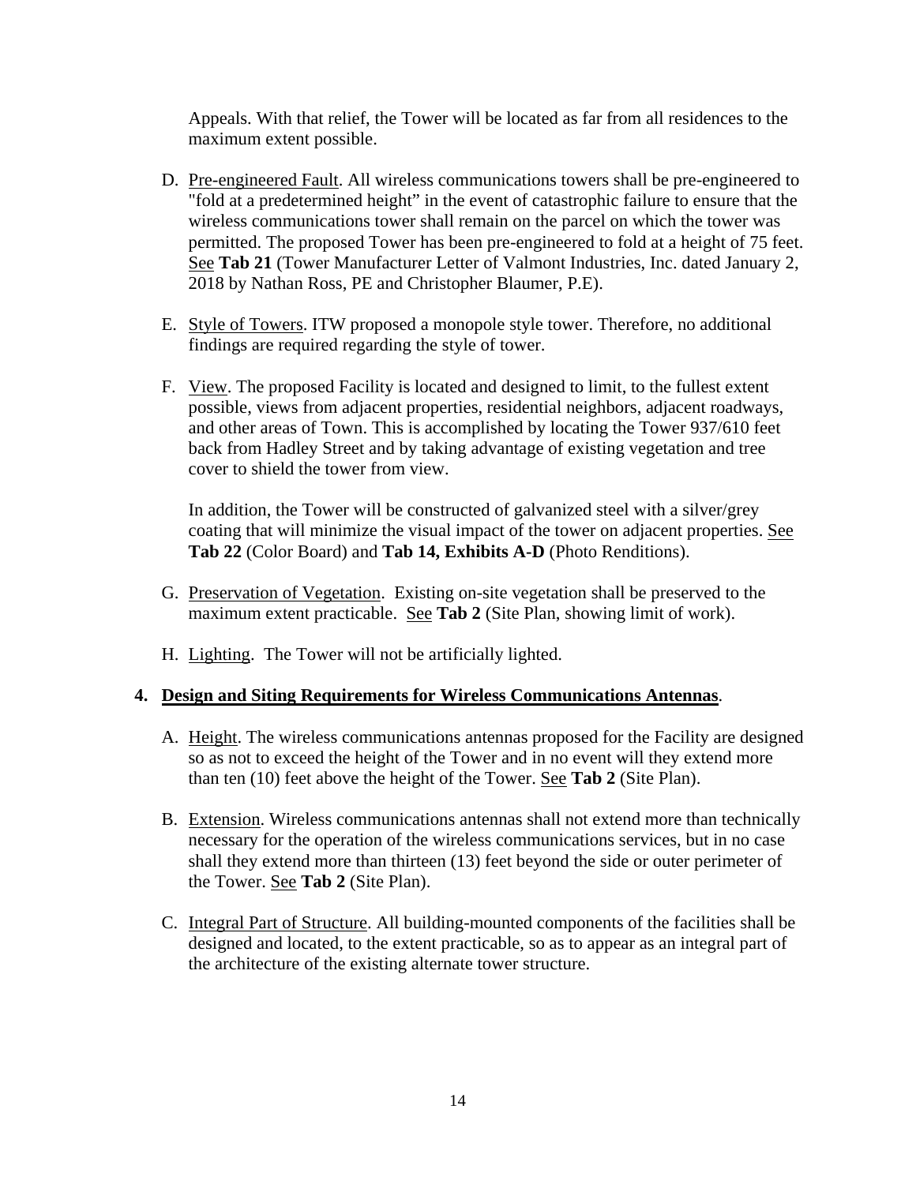Appeals. With that relief, the Tower will be located as far from all residences to the maximum extent possible.

D. Pre-engineered Fault. All wireless communications towers shall be pre-engineered to "fold at a predetermined height" in the event of catastrophic failure to ensure that the wireless communications tower shall remain on the parcel on which the tower was permitted. The proposed Tower has been pre-engineered to fold at a height of 75 feet. See **Tab 21** (Tower Manufacturer Letter of Valmont Industries, Inc. dated January 2, 2018 by Nathan Ross, PE and Christopher Blaumer, P.E).

E. Style of Towers. ITW proposed a monopole style tower. Therefore, no additional findings are required regarding the style of tower.

F. View. The proposed Facility is located and designed to limit, to the fullest extent possible, views from adjacent properties, residential neighbors, adjacent roadways, and other areas of Town. This is accomplished by locating the Tower 937/610 feet back from Hadley Street and by taking advantage of existing vegetation and tree cover to shield the tower from view.

   In addition, the Tower will be constructed of galvanized steel with a silver/grey coating that will minimize the visual impact of the tower on adjacent properties. See **Tab 22** (Color Board) and **Tab 14, Exhibits A-D** (Photo Renditions).

G. Preservation of Vegetation. Existing on-site vegetation shall be preserved to the maximum extent practicable. See **Tab 2** (Site Plan, showing limit of work).

H. Lighting. The Tower will not be artificially lighted.

**4. Design and Siting Requirements for Wireless Communications Antennas.**

A. Height. The wireless communications antennas proposed for the Facility are designed so as not to exceed the height of the Tower and in no event will they extend more than ten (10) feet above the height of the Tower. See **Tab 2** (Site Plan).

B. Extension. Wireless communications antennas shall not extend more than technically necessary for the operation of the wireless communications services, but in no case shall they extend more than thirteen (13) feet beyond the side or outer perimeter of the Tower. See **Tab 2** (Site Plan).

C. Integral Part of Structure. All building-mounted components of the facilities shall be designed and located, to the extent practicable, so as to appear as an integral part of the architecture of the existing alternate tower structure.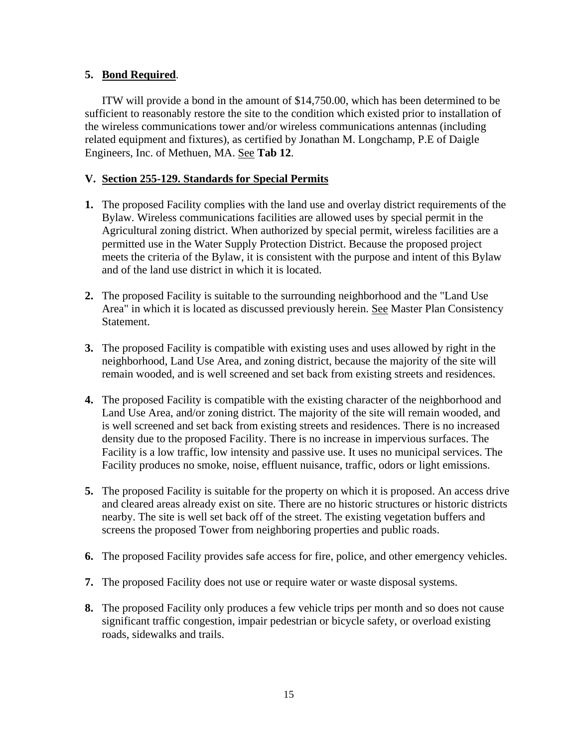**5. <u>Bond Required</u>.**

ITW will provide a bond in the amount of $14,750.00, which has been determined to be sufficient to reasonably restore the site to the condition which existed prior to installation of the wireless communications tower and/or wireless communications antennas (including related equipment and fixtures), as certified by Jonathan M. Longchamp, P.E of Daigle Engineers, Inc. of Methuen, MA. <u>See</u> **Tab 12**.

## V. <u>Section 255-129. Standards for Special Permits</u>

1. The proposed Facility complies with the land use and overlay district requirements of the Bylaw. Wireless communications facilities are allowed uses by special permit in the Agricultural zoning district. When authorized by special permit, wireless facilities are a permitted use in the Water Supply Protection District. Because the proposed project meets the criteria of the Bylaw, it is consistent with the purpose and intent of this Bylaw and of the land use district in which it is located.

2. The proposed Facility is suitable to the surrounding neighborhood and the "Land Use Area" in which it is located as discussed previously herein. <u>See</u> Master Plan Consistency Statement.

3. The proposed Facility is compatible with existing uses and uses allowed by right in the neighborhood, Land Use Area, and zoning district, because the majority of the site will remain wooded, and is well screened and set back from existing streets and residences.

4. The proposed Facility is compatible with the existing character of the neighborhood and Land Use Area, and/or zoning district. The majority of the site will remain wooded, and is well screened and set back from existing streets and residences. There is no increased density due to the proposed Facility. There is no increase in impervious surfaces. The Facility is a low traffic, low intensity and passive use. It uses no municipal services. The Facility produces no smoke, noise, effluent nuisance, traffic, odors or light emissions.

5. The proposed Facility is suitable for the property on which it is proposed. An access drive and cleared areas already exist on site. There are no historic structures or historic districts nearby. The site is well set back off of the street. The existing vegetation buffers and screens the proposed Tower from neighboring properties and public roads.

6. The proposed Facility provides safe access for fire, police, and other emergency vehicles.

7. The proposed Facility does not use or require water or waste disposal systems.

8. The proposed Facility only produces a few vehicle trips per month and so does not cause significant traffic congestion, impair pedestrian or bicycle safety, or overload existing roads, sidewalks and trails.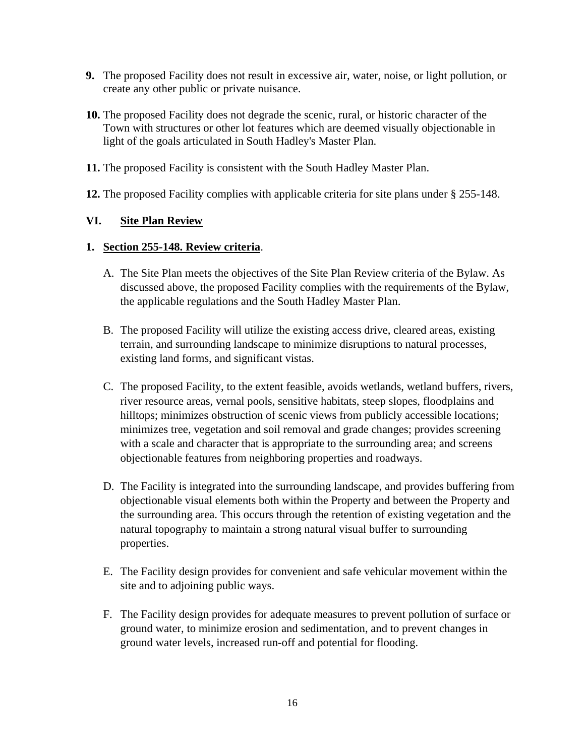**9.** The proposed Facility does not result in excessive air, water, noise, or light pollution, or create any other public or private nuisance.

**10.** The proposed Facility does not degrade the scenic, rural, or historic character of the Town with structures or other lot features which are deemed visually objectionable in light of the goals articulated in South Hadley's Master Plan.

**11.** The proposed Facility is consistent with the South Hadley Master Plan.

**12.** The proposed Facility complies with applicable criteria for site plans under § 255-148.

## VI. <u>Site Plan Review</u>

### 1. <u>Section 255-148. Review criteria</u>.

A. The Site Plan meets the objectives of the Site Plan Review criteria of the Bylaw. As discussed above, the proposed Facility complies with the requirements of the Bylaw, the applicable regulations and the South Hadley Master Plan.

B. The proposed Facility will utilize the existing access drive, cleared areas, existing terrain, and surrounding landscape to minimize disruptions to natural processes, existing land forms, and significant vistas.

C. The proposed Facility, to the extent feasible, avoids wetlands, wetland buffers, rivers, river resource areas, vernal pools, sensitive habitats, steep slopes, floodplains and hilltops; minimizes obstruction of scenic views from publicly accessible locations; minimizes tree, vegetation and soil removal and grade changes; provides screening with a scale and character that is appropriate to the surrounding area; and screens objectionable features from neighboring properties and roadways.

D. The Facility is integrated into the surrounding landscape, and provides buffering from objectionable visual elements both within the Property and between the Property and the surrounding area. This occurs through the retention of existing vegetation and the natural topography to maintain a strong natural visual buffer to surrounding properties.

E. The Facility design provides for convenient and safe vehicular movement within the site and to adjoining public ways.

F. The Facility design provides for adequate measures to prevent pollution of surface or ground water, to minimize erosion and sedimentation, and to prevent changes in ground water levels, increased run-off and potential for flooding.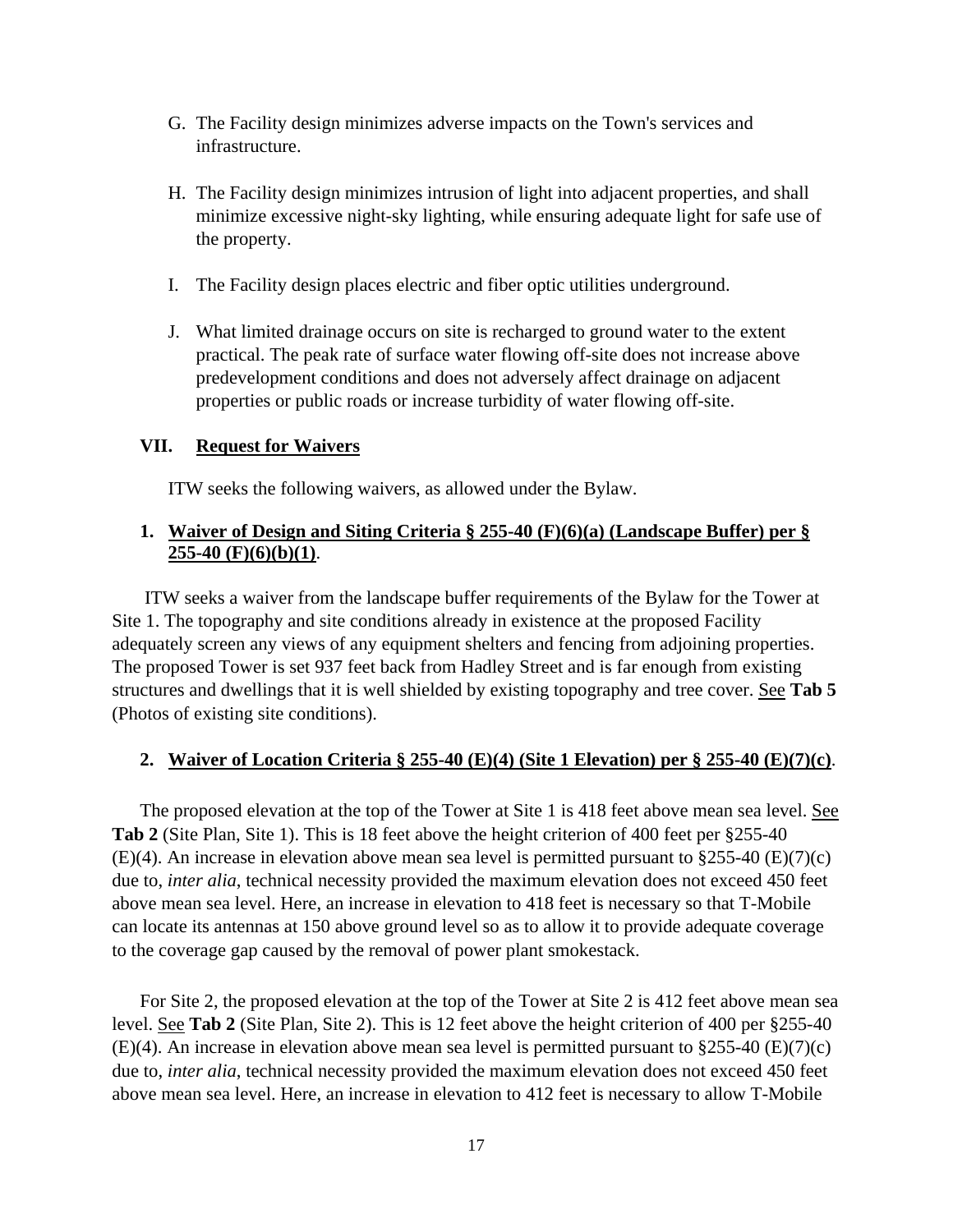G. The Facility design minimizes adverse impacts on the Town's services and infrastructure.

H. The Facility design minimizes intrusion of light into adjacent properties, and shall minimize excessive night-sky lighting, while ensuring adequate light for safe use of the property.

I. The Facility design places electric and fiber optic utilities underground.

J. What limited drainage occurs on site is recharged to ground water to the extent practical. The peak rate of surface water flowing off-site does not increase above predevelopment conditions and does not adversely affect drainage on adjacent properties or public roads or increase turbidity of water flowing off-site.

## VII. Request for Waivers

ITW seeks the following waivers, as allowed under the Bylaw.

### 1. Waiver of Design and Siting Criteria § 255-40 (F)(6)(a) (Landscape Buffer) per § 255-40 (F)(6)(b)(1).

ITW seeks a waiver from the landscape buffer requirements of the Bylaw for the Tower at Site 1. The topography and site conditions already in existence at the proposed Facility adequately screen any views of any equipment shelters and fencing from adjoining properties. The proposed Tower is set 937 feet back from Hadley Street and is far enough from existing structures and dwellings that it is well shielded by existing topography and tree cover. See **Tab 5** (Photos of existing site conditions).

### 2. Waiver of Location Criteria § 255-40 (E)(4) (Site 1 Elevation) per § 255-40 (E)(7)(c).

The proposed elevation at the top of the Tower at Site 1 is 418 feet above mean sea level. See **Tab 2** (Site Plan, Site 1). This is 18 feet above the height criterion of 400 feet per §255-40 (E)(4). An increase in elevation above mean sea level is permitted pursuant to §255-40 (E)(7)(c) due to, *inter alia*, technical necessity provided the maximum elevation does not exceed 450 feet above mean sea level. Here, an increase in elevation to 418 feet is necessary so that T-Mobile can locate its antennas at 150 above ground level so as to allow it to provide adequate coverage to the coverage gap caused by the removal of power plant smokestack.

For Site 2, the proposed elevation at the top of the Tower at Site 2 is 412 feet above mean sea level. See **Tab 2** (Site Plan, Site 2). This is 12 feet above the height criterion of 400 per §255-40 (E)(4). An increase in elevation above mean sea level is permitted pursuant to §255-40 (E)(7)(c) due to, *inter alia*, technical necessity provided the maximum elevation does not exceed 450 feet above mean sea level. Here, an increase in elevation to 412 feet is necessary to allow T-Mobile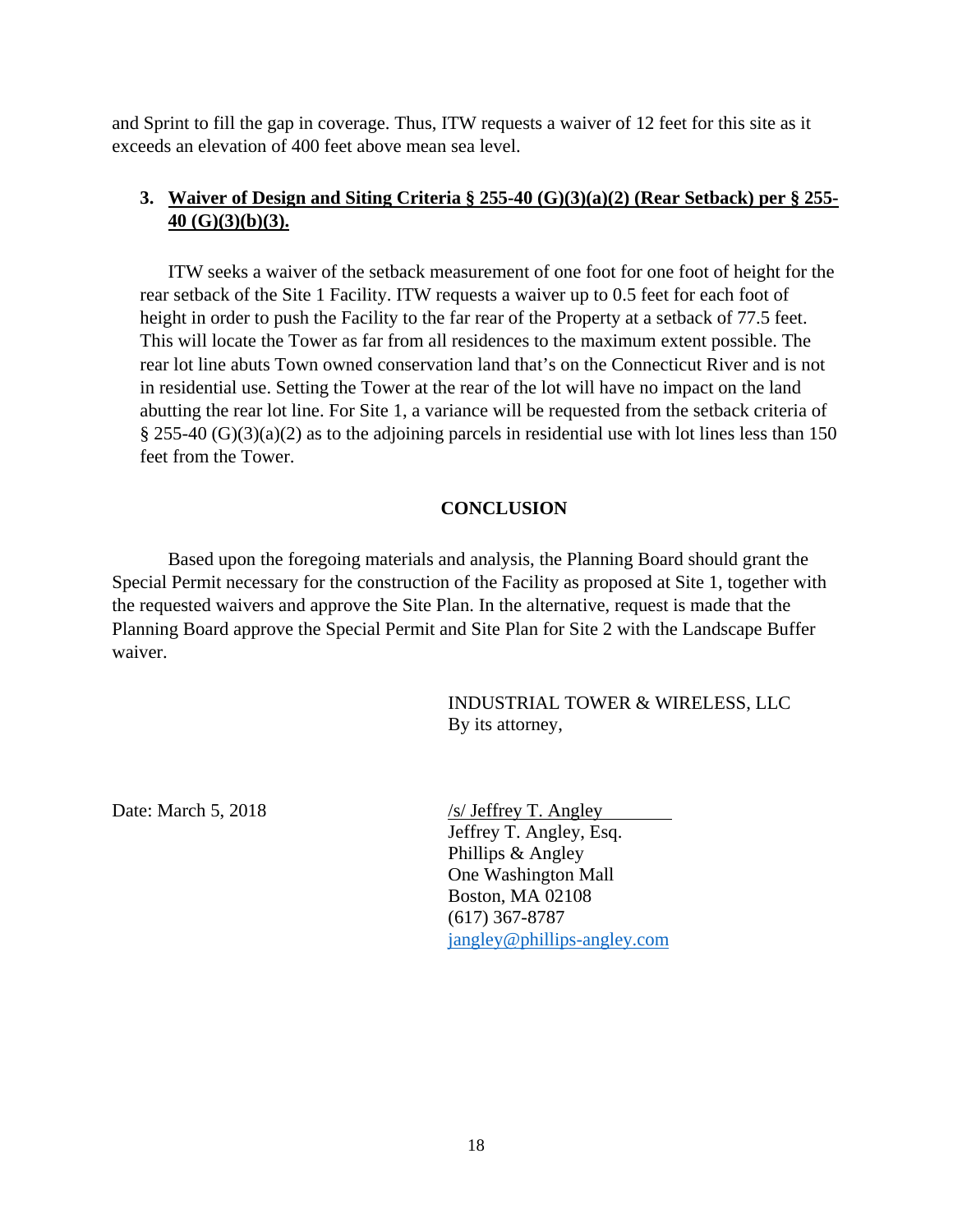and Sprint to fill the gap in coverage. Thus, ITW requests a waiver of 12 feet for this site as it exceeds an elevation of 400 feet above mean sea level.

3. **Waiver of Design and Siting Criteria § 255-40 (G)(3)(a)(2) (Rear Setback) per § 255-40 (G)(3)(b)(3).**

ITW seeks a waiver of the setback measurement of one foot for one foot of height for the rear setback of the Site 1 Facility. ITW requests a waiver up to 0.5 feet for each foot of height in order to push the Facility to the far rear of the Property at a setback of 77.5 feet. This will locate the Tower as far from all residences to the maximum extent possible. The rear lot line abuts Town owned conservation land that's on the Connecticut River and is not in residential use. Setting the Tower at the rear of the lot will have no impact on the land abutting the rear lot line. For Site 1, a variance will be requested from the setback criteria of § 255-40 (G)(3)(a)(2) as to the adjoining parcels in residential use with lot lines less than 150 feet from the Tower.

## CONCLUSION

Based upon the foregoing materials and analysis, the Planning Board should grant the Special Permit necessary for the construction of the Facility as proposed at Site 1, together with the requested waivers and approve the Site Plan. In the alternative, request is made that the Planning Board approve the Special Permit and Site Plan for Site 2 with the Landscape Buffer waiver.

INDUSTRIAL TOWER & WIRELESS, LLC
By its attorney,

Date: March 5, 2018

/s/ Jeffrey T. Angley
Jeffrey T. Angley, Esq.
Phillips & Angley
One Washington Mall
Boston, MA 02108
(617) 367-8787
jangley@phillips-angley.com